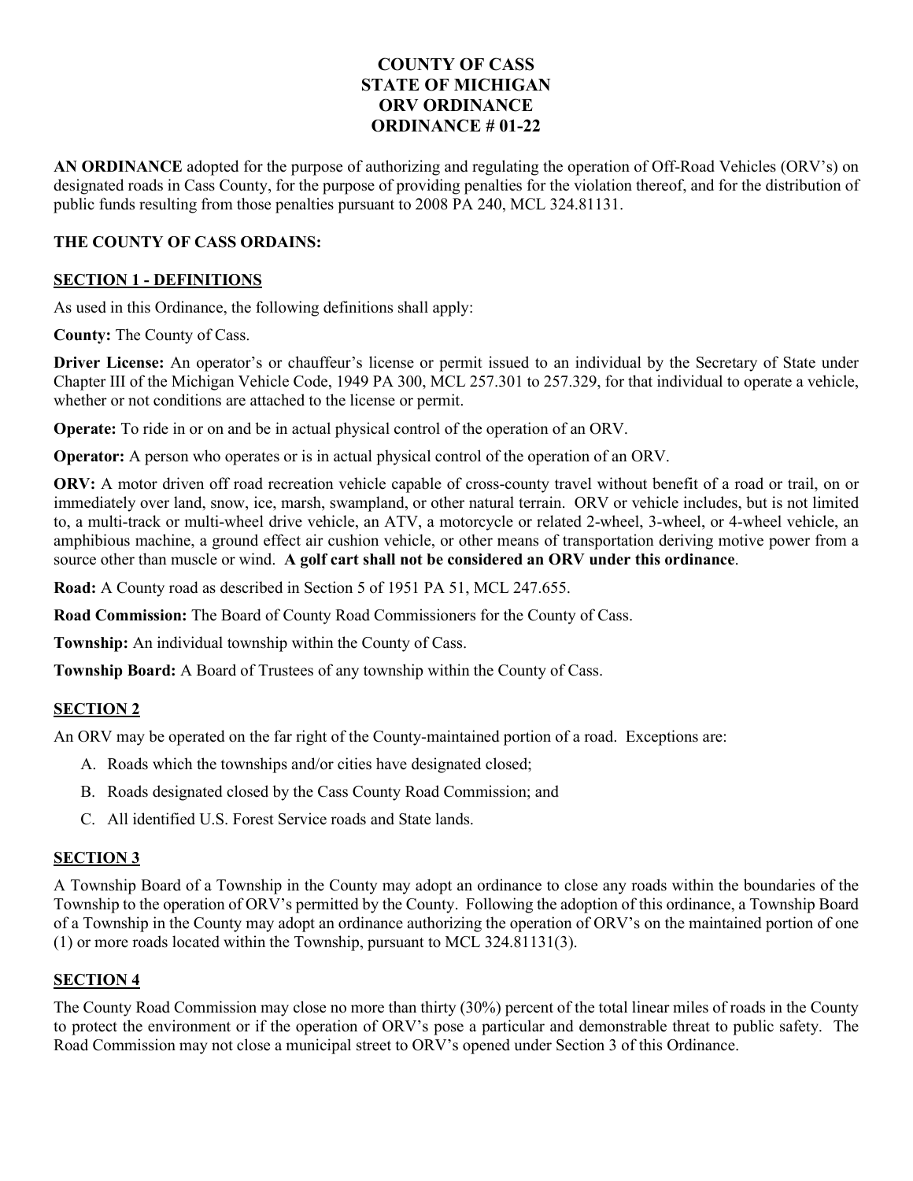# COUNTY OF CASS
# STATE OF MICHIGAN
# ORV ORDINANCE
# ORDINANCE # 01-22

**AN ORDINANCE** adopted for the purpose of authorizing and regulating the operation of Off-Road Vehicles (ORV's) on designated roads in Cass County, for the purpose of providing penalties for the violation thereof, and for the distribution of public funds resulting from those penalties pursuant to 2008 PA 240, MCL 324.81131.

**THE COUNTY OF CASS ORDAINS:**

## SECTION 1 - DEFINITIONS

As used in this Ordinance, the following definitions shall apply:

**County:** The County of Cass.

**Driver License:** An operator's or chauffeur's license or permit issued to an individual by the Secretary of State under Chapter III of the Michigan Vehicle Code, 1949 PA 300, MCL 257.301 to 257.329, for that individual to operate a vehicle, whether or not conditions are attached to the license or permit.

**Operate:** To ride in or on and be in actual physical control of the operation of an ORV.

**Operator:** A person who operates or is in actual physical control of the operation of an ORV.

**ORV:** A motor driven off road recreation vehicle capable of cross-county travel without benefit of a road or trail, on or immediately over land, snow, ice, marsh, swampland, or other natural terrain. ORV or vehicle includes, but is not limited to, a multi-track or multi-wheel drive vehicle, an ATV, a motorcycle or related 2-wheel, 3-wheel, or 4-wheel vehicle, an amphibious machine, a ground effect air cushion vehicle, or other means of transportation deriving motive power from a source other than muscle or wind. **A golf cart shall not be considered an ORV under this ordinance**.

**Road:** A County road as described in Section 5 of 1951 PA 51, MCL 247.655.

**Road Commission:** The Board of County Road Commissioners for the County of Cass.

**Township:** An individual township within the County of Cass.

**Township Board:** A Board of Trustees of any township within the County of Cass.

## SECTION 2

An ORV may be operated on the far right of the County-maintained portion of a road. Exceptions are:

A. Roads which the townships and/or cities have designated closed;

B. Roads designated closed by the Cass County Road Commission; and

C. All identified U.S. Forest Service roads and State lands.

## SECTION 3

A Township Board of a Township in the County may adopt an ordinance to close any roads within the boundaries of the Township to the operation of ORV's permitted by the County. Following the adoption of this ordinance, a Township Board of a Township in the County may adopt an ordinance authorizing the operation of ORV's on the maintained portion of one (1) or more roads located within the Township, pursuant to MCL 324.81131(3).

## SECTION 4

The County Road Commission may close no more than thirty (30%) percent of the total linear miles of roads in the County to protect the environment or if the operation of ORV's pose a particular and demonstrable threat to public safety. The Road Commission may not close a municipal street to ORV's opened under Section 3 of this Ordinance.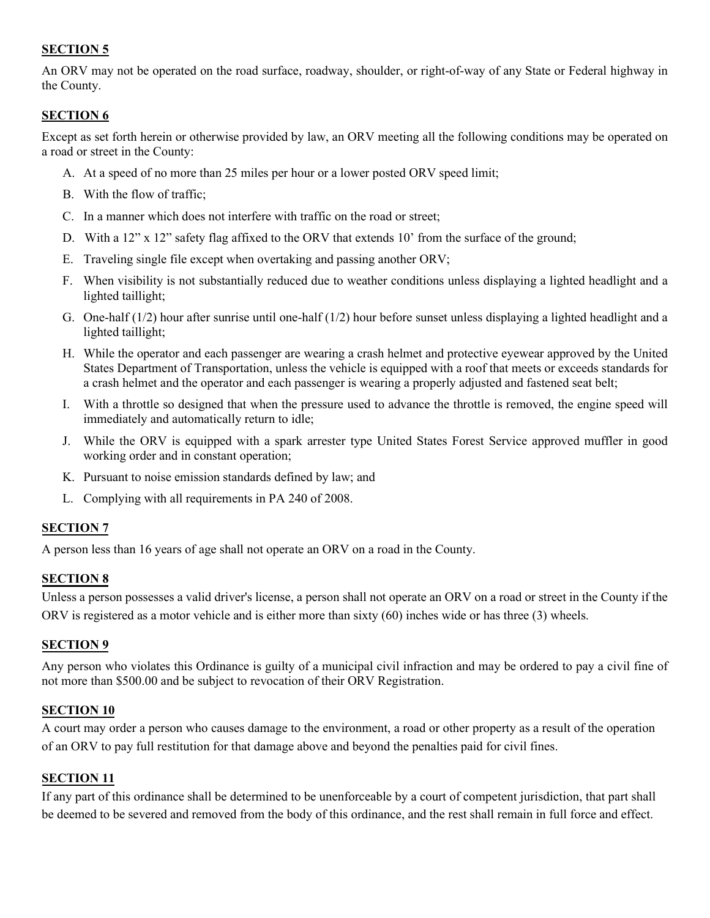**SECTION 5**

An ORV may not be operated on the road surface, roadway, shoulder, or right-of-way of any State or Federal highway in the County.

**SECTION 6**

Except as set forth herein or otherwise provided by law, an ORV meeting all the following conditions may be operated on a road or street in the County:

A. At a speed of no more than 25 miles per hour or a lower posted ORV speed limit;

B. With the flow of traffic;

C. In a manner which does not interfere with traffic on the road or street;

D. With a 12" x 12" safety flag affixed to the ORV that extends 10' from the surface of the ground;

E. Traveling single file except when overtaking and passing another ORV;

F. When visibility is not substantially reduced due to weather conditions unless displaying a lighted headlight and a lighted taillight;

G. One-half (1/2) hour after sunrise until one-half (1/2) hour before sunset unless displaying a lighted headlight and a lighted taillight;

H. While the operator and each passenger are wearing a crash helmet and protective eyewear approved by the United States Department of Transportation, unless the vehicle is equipped with a roof that meets or exceeds standards for a crash helmet and the operator and each passenger is wearing a properly adjusted and fastened seat belt;

I. With a throttle so designed that when the pressure used to advance the throttle is removed, the engine speed will immediately and automatically return to idle;

J. While the ORV is equipped with a spark arrester type United States Forest Service approved muffler in good working order and in constant operation;

K. Pursuant to noise emission standards defined by law; and

L. Complying with all requirements in PA 240 of 2008.

**SECTION 7**

A person less than 16 years of age shall not operate an ORV on a road in the County.

**SECTION 8**

Unless a person possesses a valid driver's license, a person shall not operate an ORV on a road or street in the County if the ORV is registered as a motor vehicle and is either more than sixty (60) inches wide or has three (3) wheels.

**SECTION 9**

Any person who violates this Ordinance is guilty of a municipal civil infraction and may be ordered to pay a civil fine of not more than $500.00 and be subject to revocation of their ORV Registration.

**SECTION 10**

A court may order a person who causes damage to the environment, a road or other property as a result of the operation of an ORV to pay full restitution for that damage above and beyond the penalties paid for civil fines.

**SECTION 11**

If any part of this ordinance shall be determined to be unenforceable by a court of competent jurisdiction, that part shall be deemed to be severed and removed from the body of this ordinance, and the rest shall remain in full force and effect.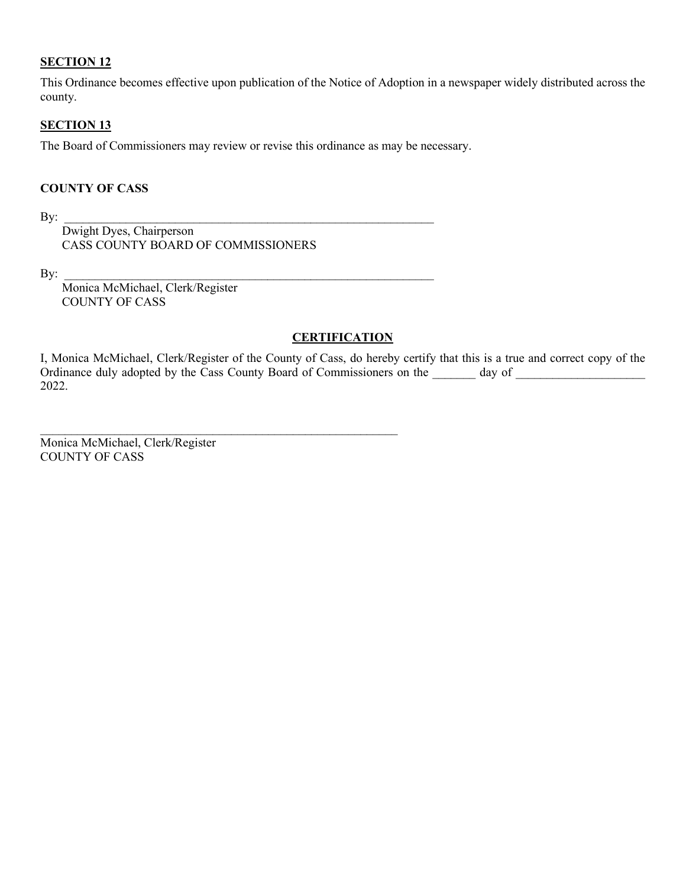**SECTION 12**

This Ordinance becomes effective upon publication of the Notice of Adoption in a newspaper widely distributed across the county.

**SECTION 13**

The Board of Commissioners may review or revise this ordinance as may be necessary.

**COUNTY OF CASS**

By: ______________________________________________________________

Dwight Dyes, Chairperson
CASS COUNTY BOARD OF COMMISSIONERS

By: ______________________________________________________________

Monica McMichael, Clerk/Register
COUNTY OF CASS

**CERTIFICATION**

I, Monica McMichael, Clerk/Register of the County of Cass, do hereby certify that this is a true and correct copy of the Ordinance duly adopted by the Cass County Board of Commissioners on the _______ day of _____________________ 2022.

______________________________________________________________

Monica McMichael, Clerk/Register
COUNTY OF CASS